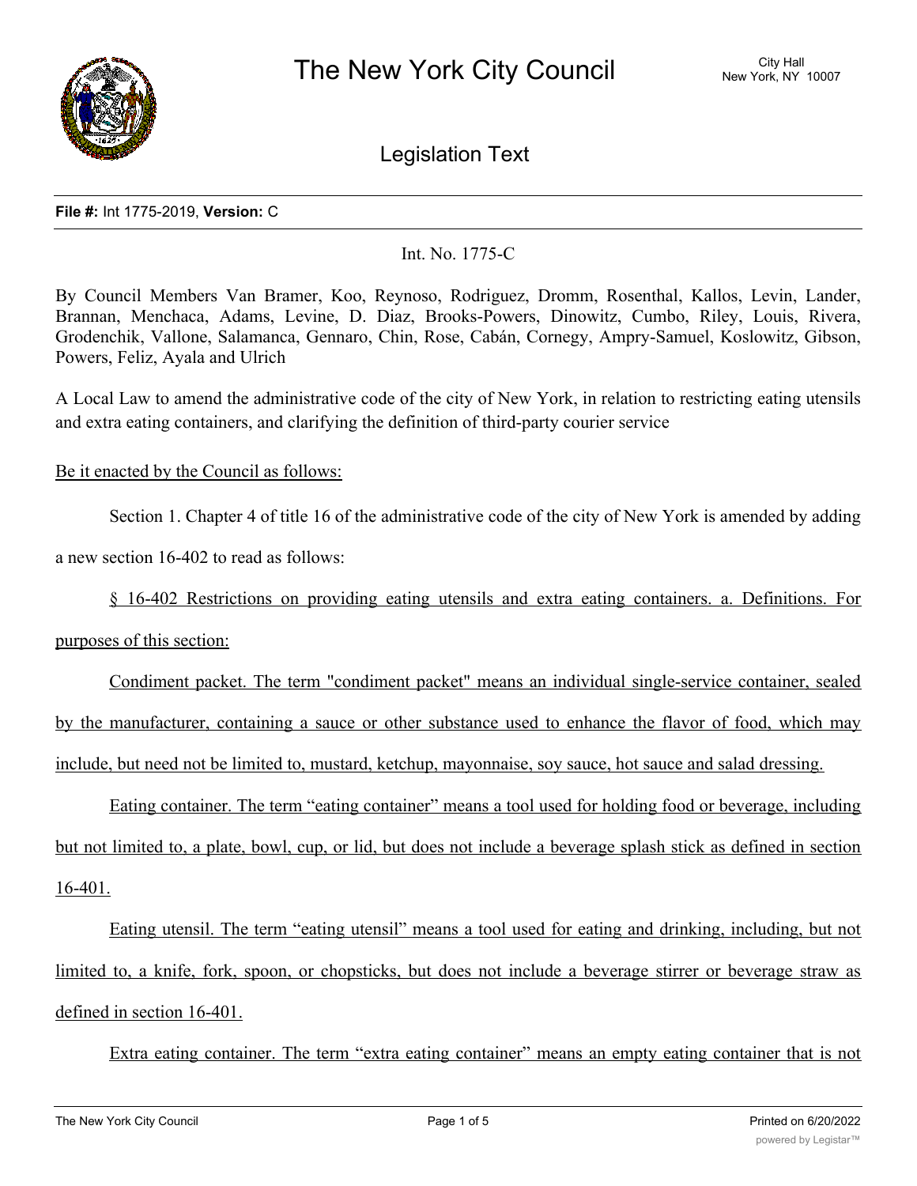# The New York City Council

City Hall
New York, NY 10007

## Legislation Text

**File #:** Int 1775-2019, **Version:** C

Int. No. 1775-C

By Council Members Van Bramer, Koo, Reynoso, Rodriguez, Dromm, Rosenthal, Kallos, Levin, Lander, Brannan, Menchaca, Adams, Levine, D. Diaz, Brooks-Powers, Dinowitz, Cumbo, Riley, Louis, Rivera, Grodenchik, Vallone, Salamanca, Gennaro, Chin, Rose, Cabán, Cornegy, Ampry-Samuel, Koslowitz, Gibson, Powers, Feliz, Ayala and Ulrich

A Local Law to amend the administrative code of the city of New York, in relation to restricting eating utensils and extra eating containers, and clarifying the definition of third-party courier service

Be it enacted by the Council as follows:

Section 1. Chapter 4 of title 16 of the administrative code of the city of New York is amended by adding a new section 16-402 to read as follows:

§ 16-402 Restrictions on providing eating utensils and extra eating containers. a. Definitions. For purposes of this section:

Condiment packet. The term "condiment packet" means an individual single-service container, sealed by the manufacturer, containing a sauce or other substance used to enhance the flavor of food, which may include, but need not be limited to, mustard, ketchup, mayonnaise, soy sauce, hot sauce and salad dressing.

Eating container. The term "eating container" means a tool used for holding food or beverage, including but not limited to, a plate, bowl, cup, or lid, but does not include a beverage splash stick as defined in section 16-401.

Eating utensil. The term "eating utensil" means a tool used for eating and drinking, including, but not limited to, a knife, fork, spoon, or chopsticks, but does not include a beverage stirrer or beverage straw as defined in section 16-401.

Extra eating container. The term "extra eating container" means an empty eating container that is not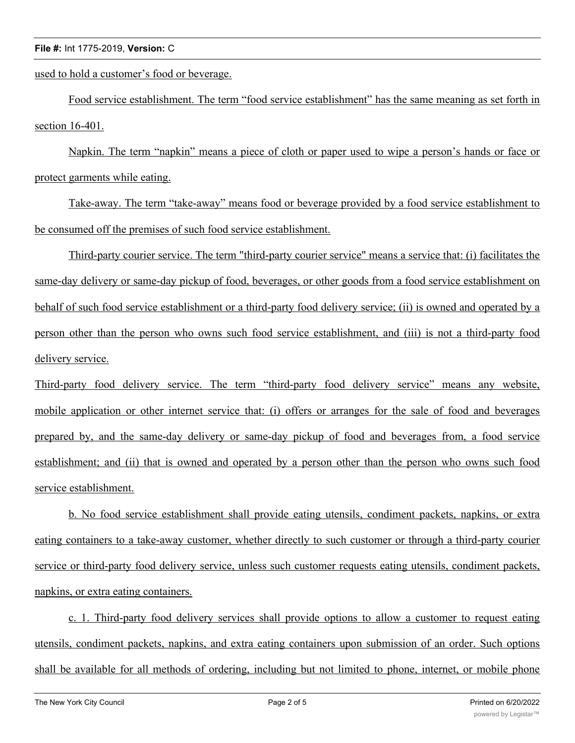used to hold a customer's food or beverage.

Food service establishment. The term "food service establishment" has the same meaning as set forth in section 16-401.

Napkin. The term "napkin" means a piece of cloth or paper used to wipe a person's hands or face or protect garments while eating.

Take-away. The term "take-away" means food or beverage provided by a food service establishment to be consumed off the premises of such food service establishment.

Third-party courier service. The term "third-party courier service" means a service that: (i) facilitates the same-day delivery or same-day pickup of food, beverages, or other goods from a food service establishment on behalf of such food service establishment or a third-party food delivery service; (ii) is owned and operated by a person other than the person who owns such food service establishment, and (iii) is not a third-party food delivery service.

Third-party food delivery service. The term "third-party food delivery service" means any website, mobile application or other internet service that: (i) offers or arranges for the sale of food and beverages prepared by, and the same-day delivery or same-day pickup of food and beverages from, a food service establishment; and (ii) that is owned and operated by a person other than the person who owns such food service establishment.

b. No food service establishment shall provide eating utensils, condiment packets, napkins, or extra eating containers to a take-away customer, whether directly to such customer or through a third-party courier service or third-party food delivery service, unless such customer requests eating utensils, condiment packets, napkins, or extra eating containers.

c. 1. Third-party food delivery services shall provide options to allow a customer to request eating utensils, condiment packets, napkins, and extra eating containers upon submission of an order. Such options shall be available for all methods of ordering, including but not limited to phone, internet, or mobile phone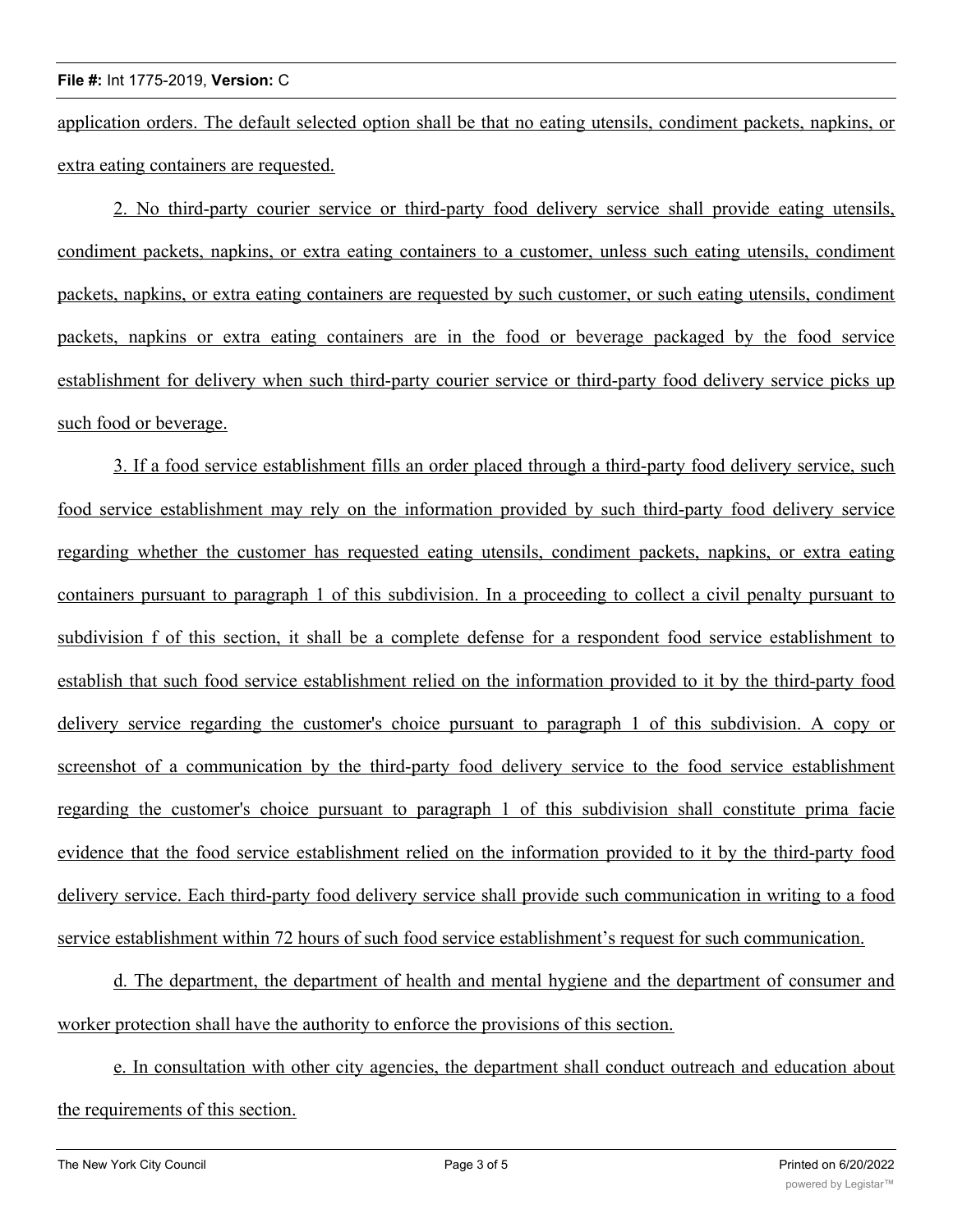application orders. The default selected option shall be that no eating utensils, condiment packets, napkins, or extra eating containers are requested.

2. No third-party courier service or third-party food delivery service shall provide eating utensils, condiment packets, napkins, or extra eating containers to a customer, unless such eating utensils, condiment packets, napkins, or extra eating containers are requested by such customer, or such eating utensils, condiment packets, napkins or extra eating containers are in the food or beverage packaged by the food service establishment for delivery when such third-party courier service or third-party food delivery service picks up such food or beverage.

3. If a food service establishment fills an order placed through a third-party food delivery service, such food service establishment may rely on the information provided by such third-party food delivery service regarding whether the customer has requested eating utensils, condiment packets, napkins, or extra eating containers pursuant to paragraph 1 of this subdivision. In a proceeding to collect a civil penalty pursuant to subdivision f of this section, it shall be a complete defense for a respondent food service establishment to establish that such food service establishment relied on the information provided to it by the third-party food delivery service regarding the customer's choice pursuant to paragraph 1 of this subdivision. A copy or screenshot of a communication by the third-party food delivery service to the food service establishment regarding the customer's choice pursuant to paragraph 1 of this subdivision shall constitute prima facie evidence that the food service establishment relied on the information provided to it by the third-party food delivery service. Each third-party food delivery service shall provide such communication in writing to a food service establishment within 72 hours of such food service establishment's request for such communication.

d. The department, the department of health and mental hygiene and the department of consumer and worker protection shall have the authority to enforce the provisions of this section.

e. In consultation with other city agencies, the department shall conduct outreach and education about the requirements of this section.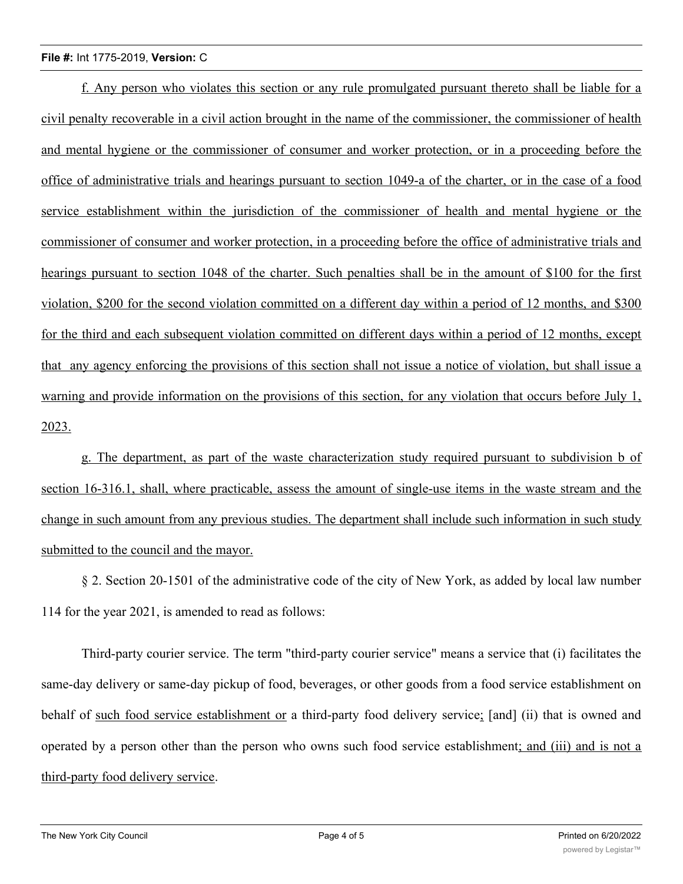f. Any person who violates this section or any rule promulgated pursuant thereto shall be liable for a civil penalty recoverable in a civil action brought in the name of the commissioner, the commissioner of health and mental hygiene or the commissioner of consumer and worker protection, or in a proceeding before the office of administrative trials and hearings pursuant to section 1049-a of the charter, or in the case of a food service establishment within the jurisdiction of the commissioner of health and mental hygiene or the commissioner of consumer and worker protection, in a proceeding before the office of administrative trials and hearings pursuant to section 1048 of the charter. Such penalties shall be in the amount of $100 for the first violation, $200 for the second violation committed on a different day within a period of 12 months, and $300 for the third and each subsequent violation committed on different days within a period of 12 months, except that any agency enforcing the provisions of this section shall not issue a notice of violation, but shall issue a warning and provide information on the provisions of this section, for any violation that occurs before July 1, 2023.

g. The department, as part of the waste characterization study required pursuant to subdivision b of section 16-316.1, shall, where practicable, assess the amount of single-use items in the waste stream and the change in such amount from any previous studies. The department shall include such information in such study submitted to the council and the mayor.

§ 2. Section 20-1501 of the administrative code of the city of New York, as added by local law number 114 for the year 2021, is amended to read as follows:

Third-party courier service. The term "third-party courier service" means a service that (i) facilitates the same-day delivery or same-day pickup of food, beverages, or other goods from a food service establishment on behalf of such food service establishment or a third-party food delivery service; [and] (ii) that is owned and operated by a person other than the person who owns such food service establishment; and (iii) and is not a third-party food delivery service.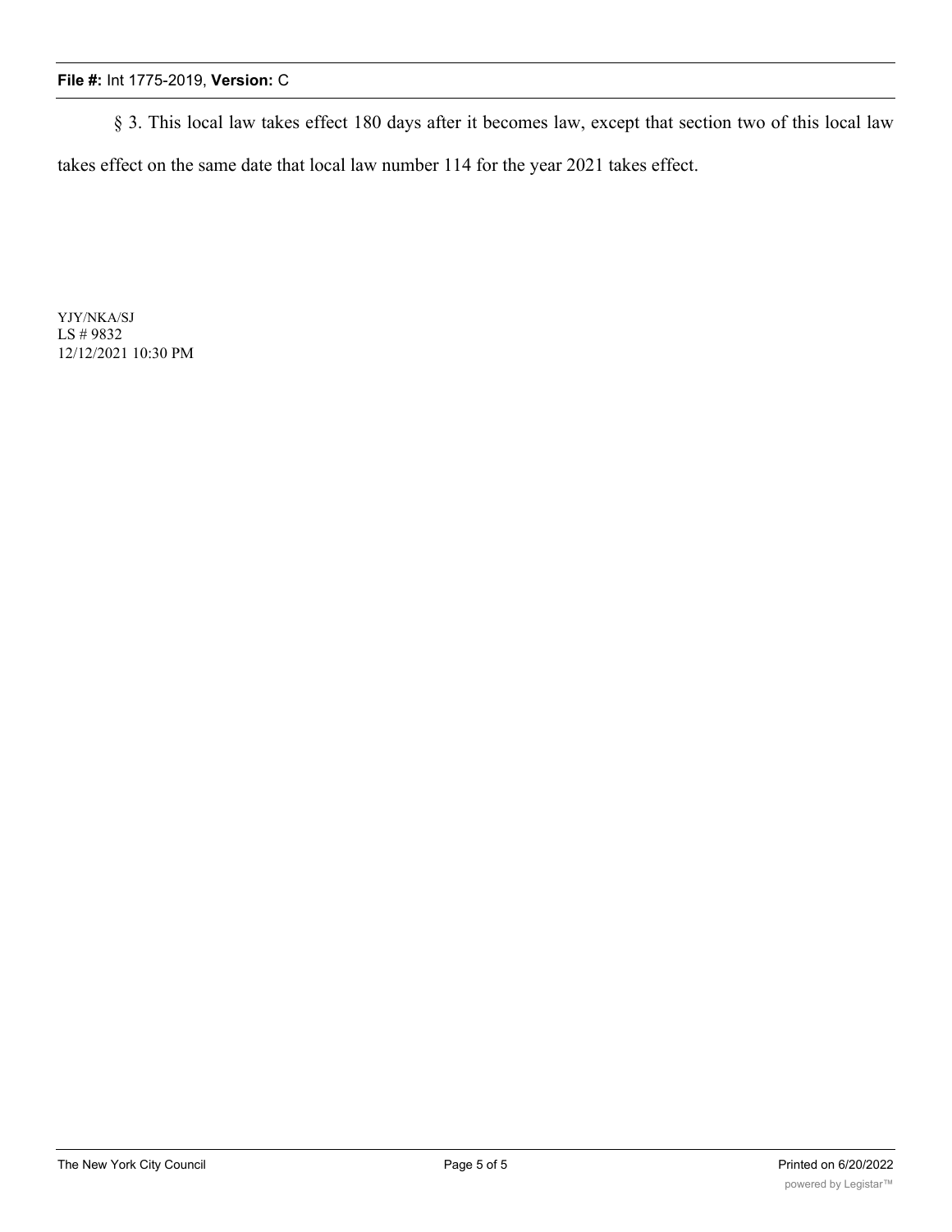§ 3. This local law takes effect 180 days after it becomes law, except that section two of this local law takes effect on the same date that local law number 114 for the year 2021 takes effect.

YJY/NKA/SJ
LS # 9832
12/12/2021 10:30 PM